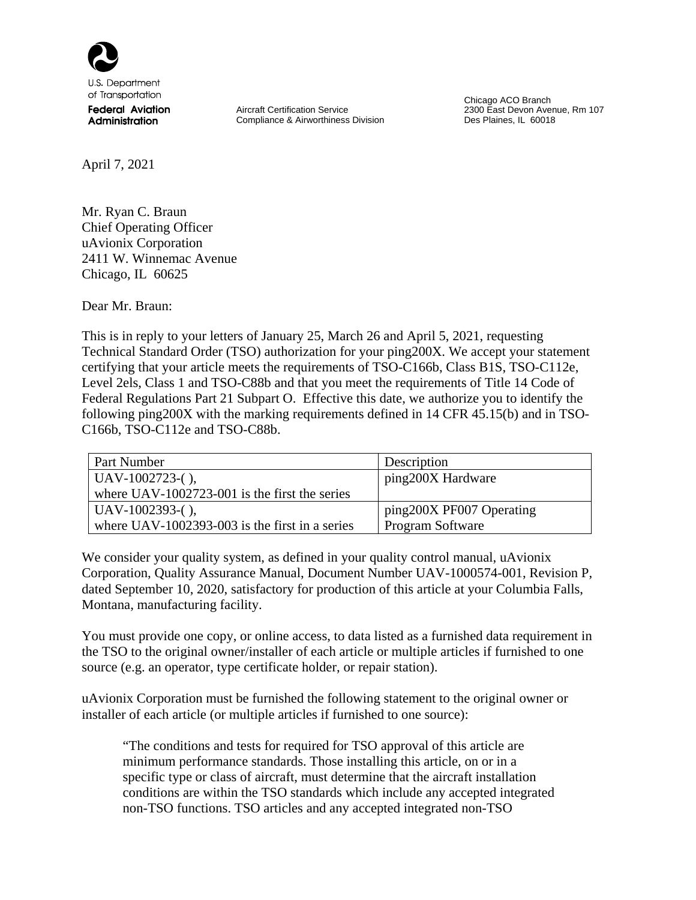U.S. Department of Transportation
**Federal Aviation Administration**

Aircraft Certification Service
Compliance & Airworthiness Division

Chicago ACO Branch
2300 East Devon Avenue, Rm 107
Des Plaines, IL 60018

April 7, 2021

Mr. Ryan C. Braun
Chief Operating Officer
uAvionix Corporation
2411 W. Winnemac Avenue
Chicago, IL 60625

Dear Mr. Braun:

This is in reply to your letters of January 25, March 26 and April 5, 2021, requesting Technical Standard Order (TSO) authorization for your ping200X. We accept your statement certifying that your article meets the requirements of TSO-C166b, Class B1S, TSO-C112e, Level 2els, Class 1 and TSO-C88b and that you meet the requirements of Title 14 Code of Federal Regulations Part 21 Subpart O. Effective this date, we authorize you to identify the following ping200X with the marking requirements defined in 14 CFR 45.15(b) and in TSO-C166b, TSO-C112e and TSO-C88b.

| Part Number | Description |
| --- | --- |
| UAV-1002723-( ),<br>where UAV-1002723-001 is the first the series | ping200X Hardware |
| UAV-1002393-( ),<br>where UAV-1002393-003 is the first in a series | ping200X PF007 Operating Program Software |

We consider your quality system, as defined in your quality control manual, uAvionix Corporation, Quality Assurance Manual, Document Number UAV-1000574-001, Revision P, dated September 10, 2020, satisfactory for production of this article at your Columbia Falls, Montana, manufacturing facility.

You must provide one copy, or online access, to data listed as a furnished data requirement in the TSO to the original owner/installer of each article or multiple articles if furnished to one source (e.g. an operator, type certificate holder, or repair station).

uAvionix Corporation must be furnished the following statement to the original owner or installer of each article (or multiple articles if furnished to one source):

> "The conditions and tests for required for TSO approval of this article are minimum performance standards. Those installing this article, on or in a specific type or class of aircraft, must determine that the aircraft installation conditions are within the TSO standards which include any accepted integrated non-TSO functions. TSO articles and any accepted integrated non-TSO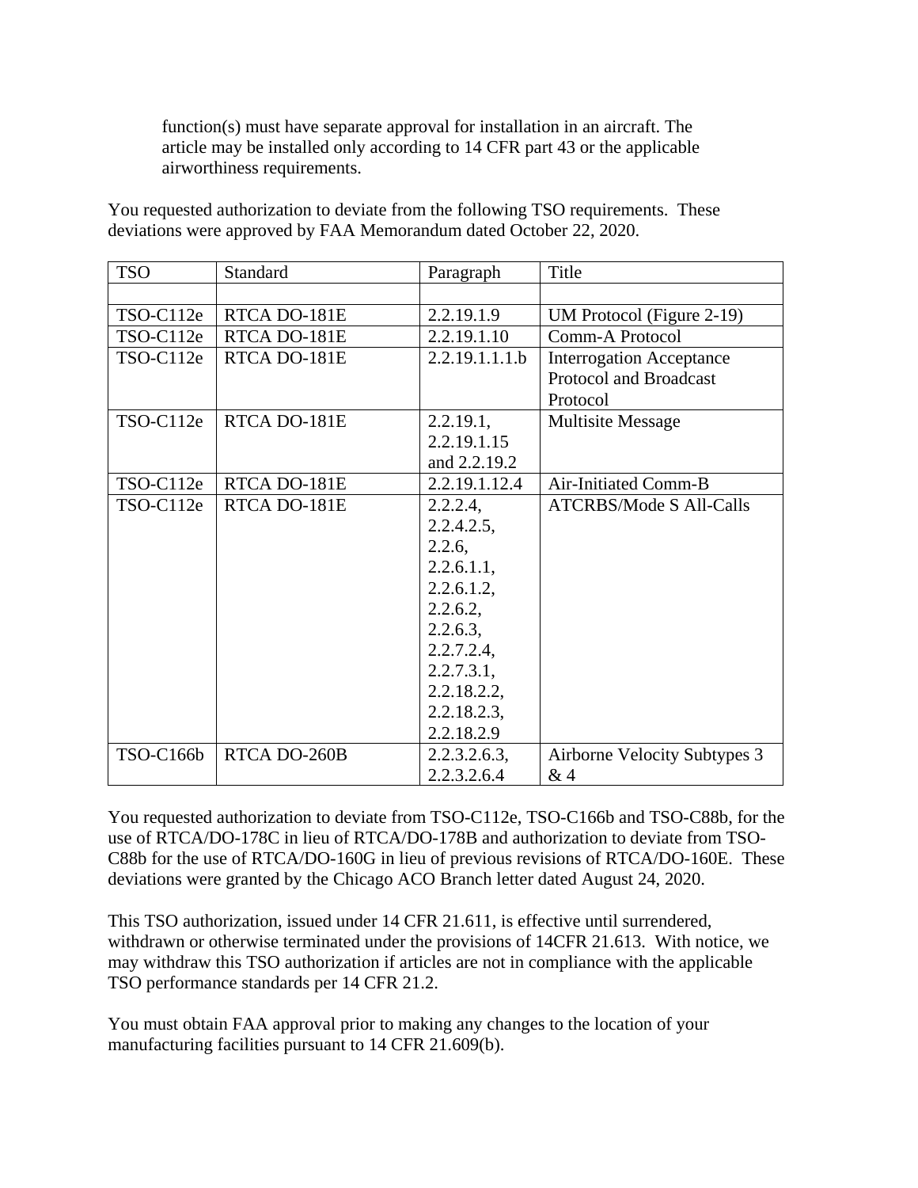function(s) must have separate approval for installation in an aircraft. The article may be installed only according to 14 CFR part 43 or the applicable airworthiness requirements.

You requested authorization to deviate from the following TSO requirements. These deviations were approved by FAA Memorandum dated October 22, 2020.

| TSO | Standard | Paragraph | Title |
|---|---|---|---|
| | | | |
| TSO-C112e | RTCA DO-181E | 2.2.19.1.9 | UM Protocol (Figure 2-19) |
| TSO-C112e | RTCA DO-181E | 2.2.19.1.10 | Comm-A Protocol |
| TSO-C112e | RTCA DO-181E | 2.2.19.1.1.1.b | Interrogation Acceptance Protocol and Broadcast Protocol |
| TSO-C112e | RTCA DO-181E | 2.2.19.1, 2.2.19.1.15 and 2.2.19.2 | Multisite Message |
| TSO-C112e | RTCA DO-181E | 2.2.19.1.12.4 | Air-Initiated Comm-B |
| TSO-C112e | RTCA DO-181E | 2.2.2.4, 2.2.4.2.5, 2.2.6, 2.2.6.1.1, 2.2.6.1.2, 2.2.6.2, 2.2.6.3, 2.2.7.2.4, 2.2.7.3.1, 2.2.18.2.2, 2.2.18.2.3, 2.2.18.2.9 | ATCRBS/Mode S All-Calls |
| TSO-C166b | RTCA DO-260B | 2.2.3.2.6.3, 2.2.3.2.6.4 | Airborne Velocity Subtypes 3 & 4 |

You requested authorization to deviate from TSO-C112e, TSO-C166b and TSO-C88b, for the use of RTCA/DO-178C in lieu of RTCA/DO-178B and authorization to deviate from TSO-C88b for the use of RTCA/DO-160G in lieu of previous revisions of RTCA/DO-160E. These deviations were granted by the Chicago ACO Branch letter dated August 24, 2020.

This TSO authorization, issued under 14 CFR 21.611, is effective until surrendered, withdrawn or otherwise terminated under the provisions of 14CFR 21.613. With notice, we may withdraw this TSO authorization if articles are not in compliance with the applicable TSO performance standards per 14 CFR 21.2.

You must obtain FAA approval prior to making any changes to the location of your manufacturing facilities pursuant to 14 CFR 21.609(b).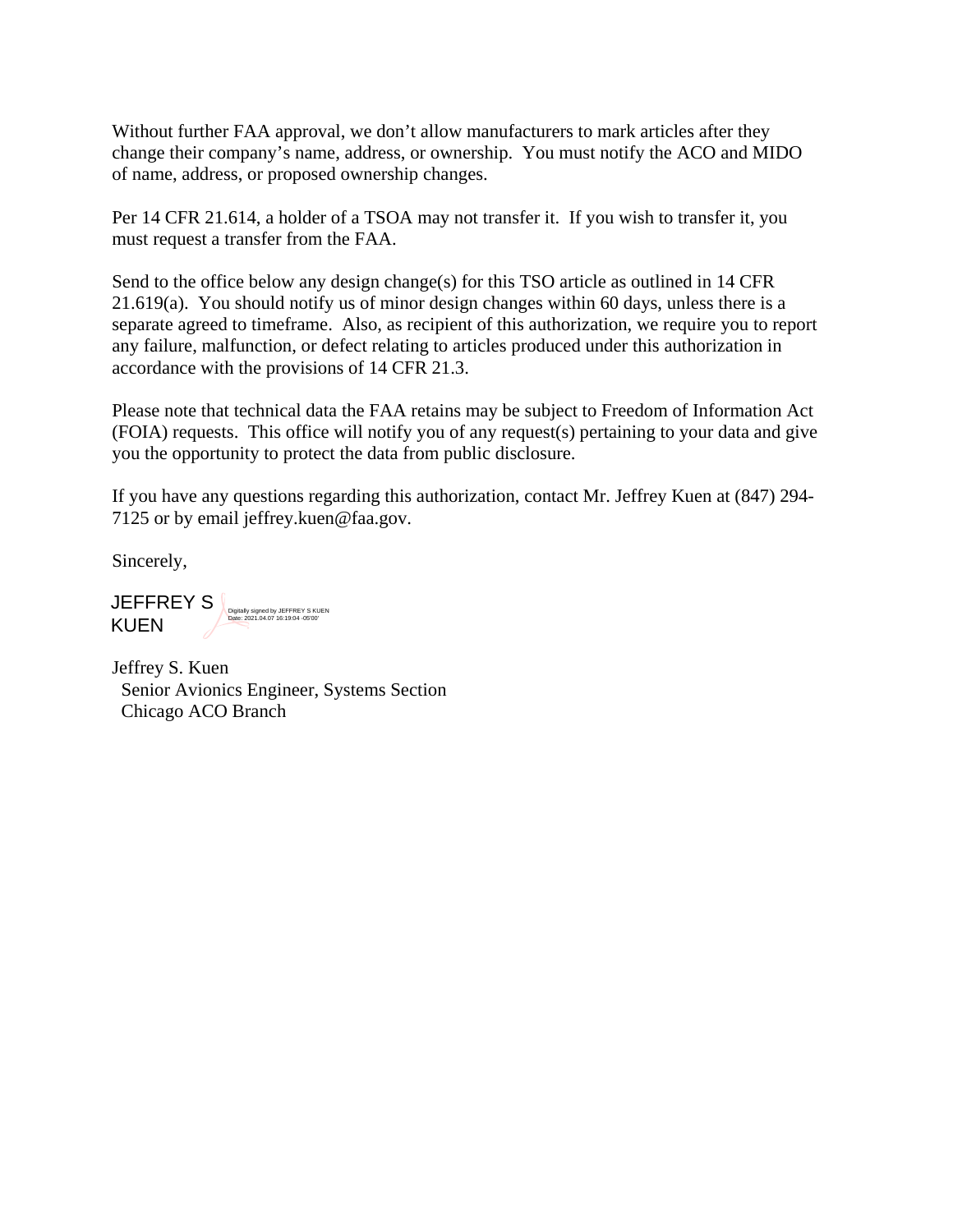Without further FAA approval, we don't allow manufacturers to mark articles after they change their company's name, address, or ownership. You must notify the ACO and MIDO of name, address, or proposed ownership changes.

Per 14 CFR 21.614, a holder of a TSOA may not transfer it. If you wish to transfer it, you must request a transfer from the FAA.

Send to the office below any design change(s) for this TSO article as outlined in 14 CFR 21.619(a). You should notify us of minor design changes within 60 days, unless there is a separate agreed to timeframe. Also, as recipient of this authorization, we require you to report any failure, malfunction, or defect relating to articles produced under this authorization in accordance with the provisions of 14 CFR 21.3.

Please note that technical data the FAA retains may be subject to Freedom of Information Act (FOIA) requests. This office will notify you of any request(s) pertaining to your data and give you the opportunity to protect the data from public disclosure.

If you have any questions regarding this authorization, contact Mr. Jeffrey Kuen at (847) 294-7125 or by email jeffrey.kuen@faa.gov.

Sincerely,

JEFFREY S KUEN

Digitally signed by JEFFREY S KUEN
Date: 2021.04.07 16:19:04 -05'00'

Jeffrey S. Kuen
Senior Avionics Engineer, Systems Section
Chicago ACO Branch